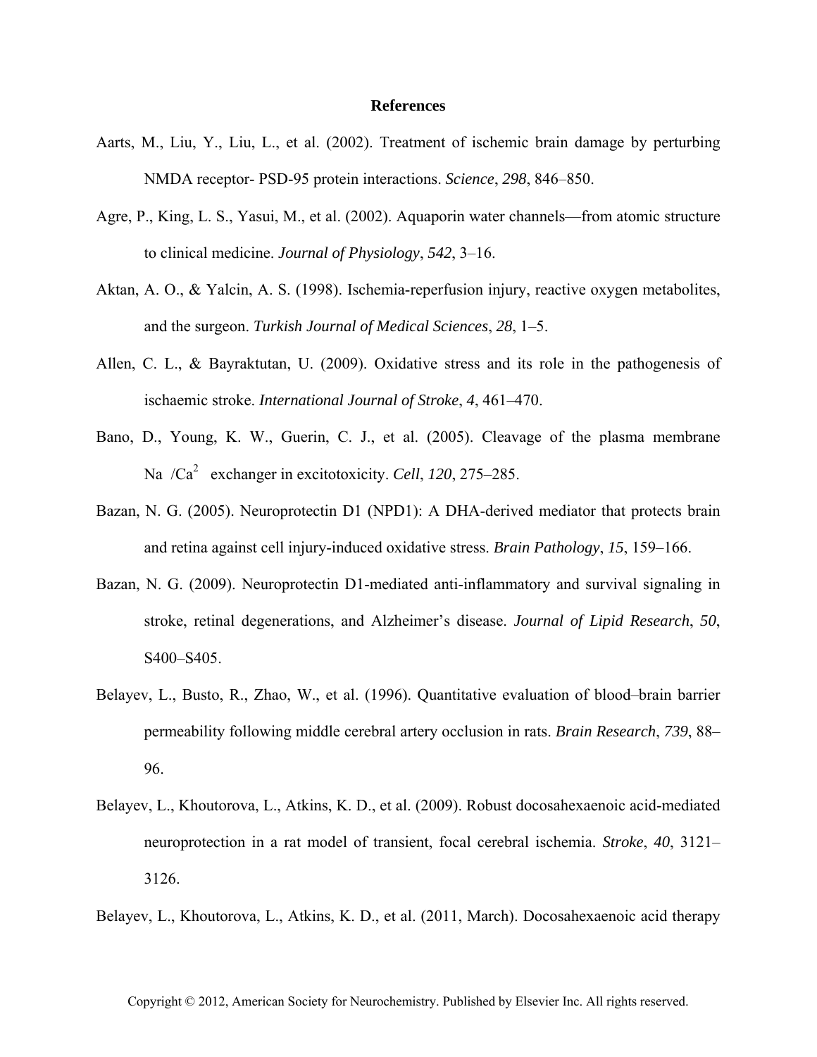# References

Aarts, M., Liu, Y., Liu, L., et al. (2002). Treatment of ischemic brain damage by perturbing NMDA receptor- PSD-95 protein interactions. *Science*, *298*, 846–850.

Agre, P., King, L. S., Yasui, M., et al. (2002). Aquaporin water channels—from atomic structure to clinical medicine. *Journal of Physiology*, *542*, 3–16.

Aktan, A. O., & Yalcin, A. S. (1998). Ischemia-reperfusion injury, reactive oxygen metabolites, and the surgeon. *Turkish Journal of Medical Sciences*, *28*, 1–5.

Allen, C. L., & Bayraktutan, U. (2009). Oxidative stress and its role in the pathogenesis of ischaemic stroke. *International Journal of Stroke*, *4*, 461–470.

Bano, D., Young, K. W., Guerin, C. J., et al. (2005). Cleavage of the plasma membrane Na /$Ca^{2}$ exchanger in excitotoxicity. *Cell*, *120*, 275–285.

Bazan, N. G. (2005). Neuroprotectin D1 (NPD1): A DHA-derived mediator that protects brain and retina against cell injury-induced oxidative stress. *Brain Pathology*, *15*, 159–166.

Bazan, N. G. (2009). Neuroprotectin D1-mediated anti-inflammatory and survival signaling in stroke, retinal degenerations, and Alzheimer's disease. *Journal of Lipid Research*, *50*, S400–S405.

Belayev, L., Busto, R., Zhao, W., et al. (1996). Quantitative evaluation of blood–brain barrier permeability following middle cerebral artery occlusion in rats. *Brain Research*, *739*, 88–96.

Belayev, L., Khoutorova, L., Atkins, K. D., et al. (2009). Robust docosahexaenoic acid-mediated neuroprotection in a rat model of transient, focal cerebral ischemia. *Stroke*, *40*, 3121–3126.

Belayev, L., Khoutorova, L., Atkins, K. D., et al. (2011, March). Docosahexaenoic acid therapy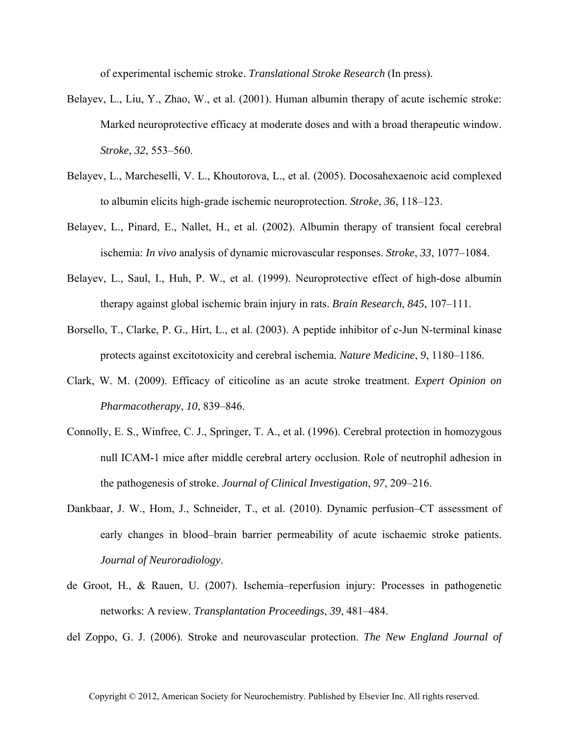of experimental ischemic stroke. *Translational Stroke Research* (In press).

Belayev, L., Liu, Y., Zhao, W., et al. (2001). Human albumin therapy of acute ischemic stroke: Marked neuroprotective efficacy at moderate doses and with a broad therapeutic window. *Stroke*, *32*, 553–560.

Belayev, L., Marcheselli, V. L., Khoutorova, L., et al. (2005). Docosahexaenoic acid complexed to albumin elicits high-grade ischemic neuroprotection. *Stroke*, *36*, 118–123.

Belayev, L., Pinard, E., Nallet, H., et al. (2002). Albumin therapy of transient focal cerebral ischemia: *In vivo* analysis of dynamic microvascular responses. *Stroke*, *33*, 1077–1084.

Belayev, L., Saul, I., Huh, P. W., et al. (1999). Neuroprotective effect of high-dose albumin therapy against global ischemic brain injury in rats. *Brain Research*, *845*, 107–111.

Borsello, T., Clarke, P. G., Hirt, L., et al. (2003). A peptide inhibitor of c-Jun N-terminal kinase protects against excitotoxicity and cerebral ischemia. *Nature Medicine*, *9*, 1180–1186.

Clark, W. M. (2009). Efficacy of citicoline as an acute stroke treatment. *Expert Opinion on Pharmacotherapy*, *10*, 839–846.

Connolly, E. S., Winfree, C. J., Springer, T. A., et al. (1996). Cerebral protection in homozygous null ICAM-1 mice after middle cerebral artery occlusion. Role of neutrophil adhesion in the pathogenesis of stroke. *Journal of Clinical Investigation*, *97*, 209–216.

Dankbaar, J. W., Hom, J., Schneider, T., et al. (2010). Dynamic perfusion–CT assessment of early changes in blood–brain barrier permeability of acute ischaemic stroke patients. *Journal of Neuroradiology*.

de Groot, H., & Rauen, U. (2007). Ischemia–reperfusion injury: Processes in pathogenetic networks: A review. *Transplantation Proceedings*, *39*, 481–484.

del Zoppo, G. J. (2006). Stroke and neurovascular protection. *The New England Journal of*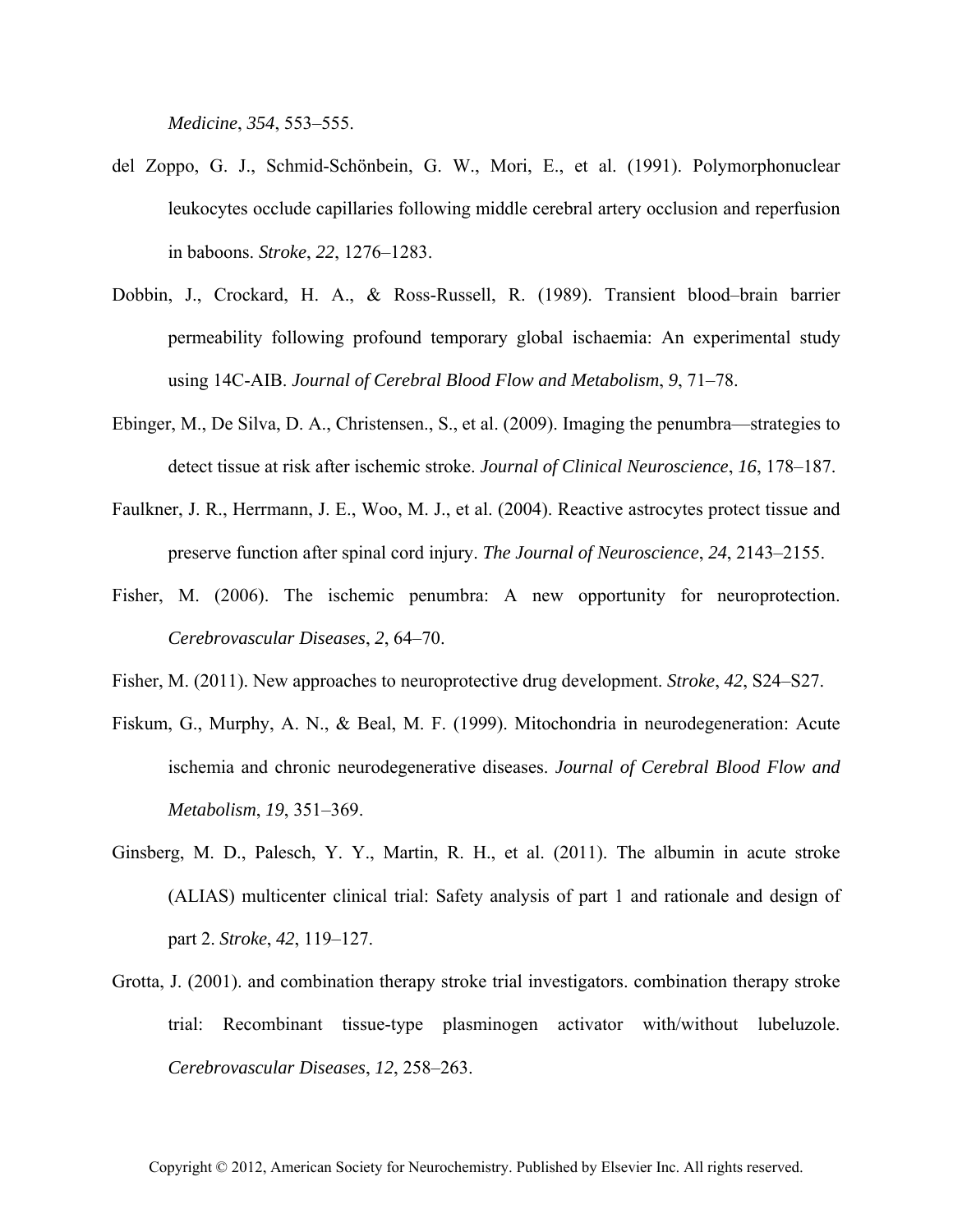*Medicine*, *354*, 553–555.

del Zoppo, G. J., Schmid-Schönbein, G. W., Mori, E., et al. (1991). Polymorphonuclear leukocytes occlude capillaries following middle cerebral artery occlusion and reperfusion in baboons. *Stroke*, *22*, 1276–1283.

Dobbin, J., Crockard, H. A., & Ross-Russell, R. (1989). Transient blood–brain barrier permeability following profound temporary global ischaemia: An experimental study using 14C-AIB. *Journal of Cerebral Blood Flow and Metabolism*, *9*, 71–78.

Ebinger, M., De Silva, D. A., Christensen., S., et al. (2009). Imaging the penumbra—strategies to detect tissue at risk after ischemic stroke. *Journal of Clinical Neuroscience*, *16*, 178–187.

Faulkner, J. R., Herrmann, J. E., Woo, M. J., et al. (2004). Reactive astrocytes protect tissue and preserve function after spinal cord injury. *The Journal of Neuroscience*, *24*, 2143–2155.

Fisher, M. (2006). The ischemic penumbra: A new opportunity for neuroprotection. *Cerebrovascular Diseases*, *2*, 64–70.

Fisher, M. (2011). New approaches to neuroprotective drug development. *Stroke*, *42*, S24–S27.

Fiskum, G., Murphy, A. N., & Beal, M. F. (1999). Mitochondria in neurodegeneration: Acute ischemia and chronic neurodegenerative diseases. *Journal of Cerebral Blood Flow and Metabolism*, *19*, 351–369.

Ginsberg, M. D., Palesch, Y. Y., Martin, R. H., et al. (2011). The albumin in acute stroke (ALIAS) multicenter clinical trial: Safety analysis of part 1 and rationale and design of part 2. *Stroke*, *42*, 119–127.

Grotta, J. (2001). and combination therapy stroke trial investigators. combination therapy stroke trial: Recombinant tissue-type plasminogen activator with/without lubeluzole. *Cerebrovascular Diseases*, *12*, 258–263.

Copyright © 2012, American Society for Neurochemistry. Published by Elsevier Inc. All rights reserved.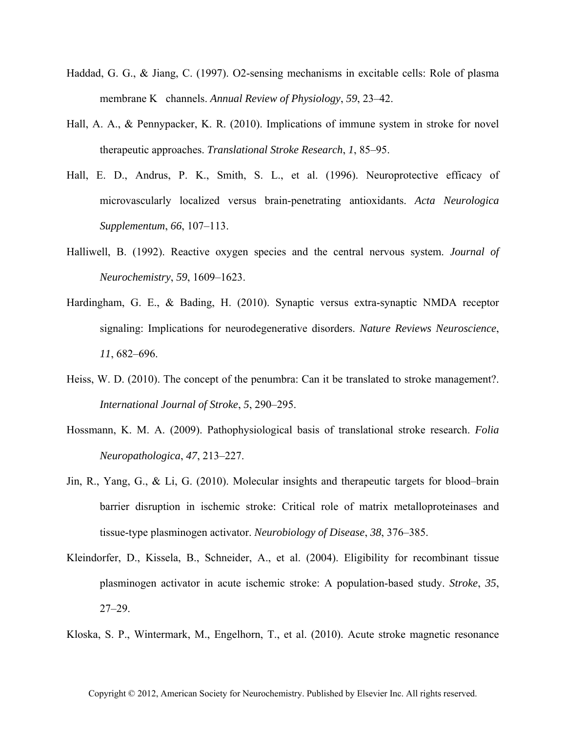Haddad, G. G., & Jiang, C. (1997). O2-sensing mechanisms in excitable cells: Role of plasma membrane K   channels. *Annual Review of Physiology*, *59*, 23–42.

Hall, A. A., & Pennypacker, K. R. (2010). Implications of immune system in stroke for novel therapeutic approaches. *Translational Stroke Research*, *1*, 85–95.

Hall, E. D., Andrus, P. K., Smith, S. L., et al. (1996). Neuroprotective efficacy of microvascularly localized versus brain-penetrating antioxidants. *Acta Neurologica Supplementum*, *66*, 107–113.

Halliwell, B. (1992). Reactive oxygen species and the central nervous system. *Journal of Neurochemistry*, *59*, 1609–1623.

Hardingham, G. E., & Bading, H. (2010). Synaptic versus extra-synaptic NMDA receptor signaling: Implications for neurodegenerative disorders. *Nature Reviews Neuroscience*, *11*, 682–696.

Heiss, W. D. (2010). The concept of the penumbra: Can it be translated to stroke management?. *International Journal of Stroke*, *5*, 290–295.

Hossmann, K. M. A. (2009). Pathophysiological basis of translational stroke research. *Folia Neuropathologica*, *47*, 213–227.

Jin, R., Yang, G., & Li, G. (2010). Molecular insights and therapeutic targets for blood–brain barrier disruption in ischemic stroke: Critical role of matrix metalloproteinases and tissue-type plasminogen activator. *Neurobiology of Disease*, *38*, 376–385.

Kleindorfer, D., Kissela, B., Schneider, A., et al. (2004). Eligibility for recombinant tissue plasminogen activator in acute ischemic stroke: A population-based study. *Stroke*, *35*, 27–29.

Kloska, S. P., Wintermark, M., Engelhorn, T., et al. (2010). Acute stroke magnetic resonance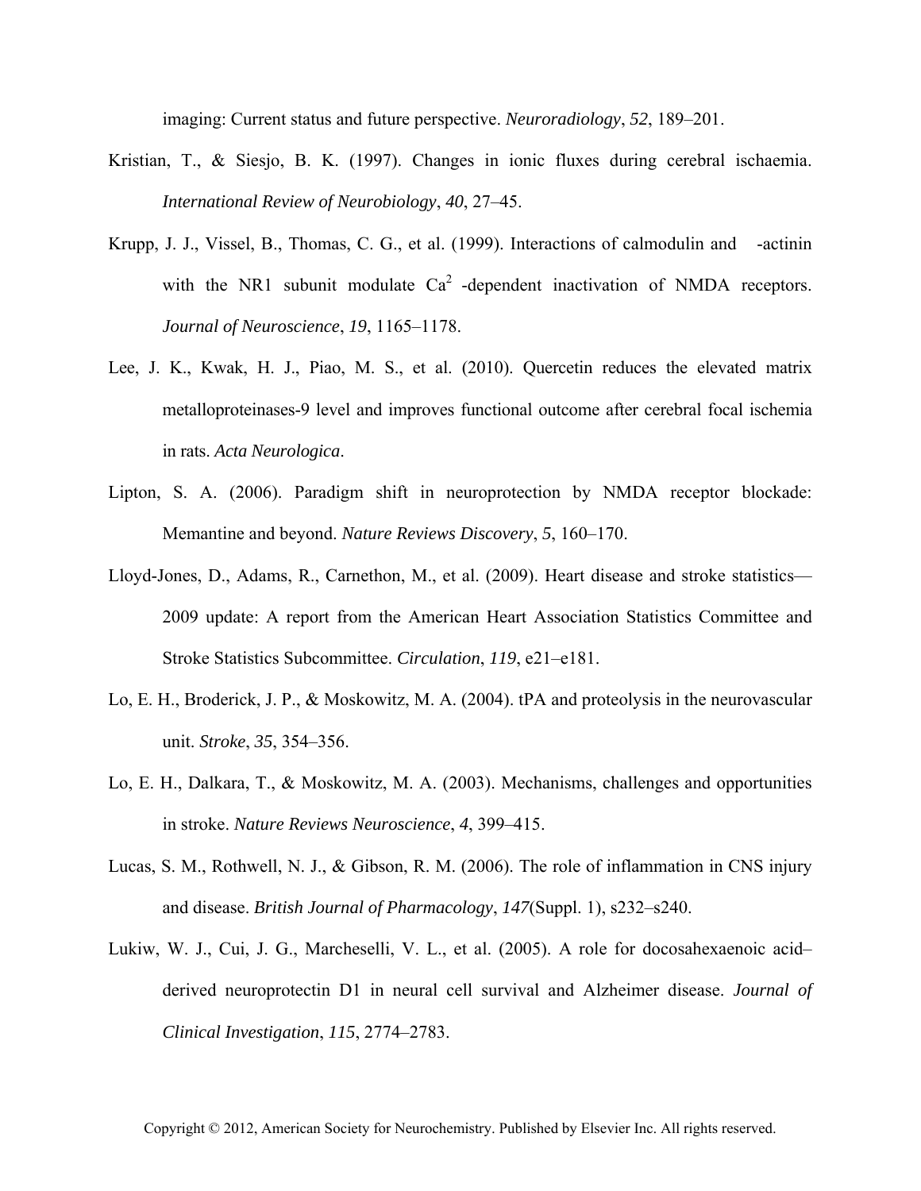imaging: Current status and future perspective. *Neuroradiology*, *52*, 189–201.

Kristian, T., & Siesjo, B. K. (1997). Changes in ionic fluxes during cerebral ischaemia. *International Review of Neurobiology*, *40*, 27–45.

Krupp, J. J., Vissel, B., Thomas, C. G., et al. (1999). Interactions of calmodulin and -actinin with the NR1 subunit modulate $Ca^2$ -dependent inactivation of NMDA receptors. *Journal of Neuroscience*, *19*, 1165–1178.

Lee, J. K., Kwak, H. J., Piao, M. S., et al. (2010). Quercetin reduces the elevated matrix metalloproteinases-9 level and improves functional outcome after cerebral focal ischemia in rats. *Acta Neurologica*.

Lipton, S. A. (2006). Paradigm shift in neuroprotection by NMDA receptor blockade: Memantine and beyond. *Nature Reviews Discovery*, *5*, 160–170.

Lloyd-Jones, D., Adams, R., Carnethon, M., et al. (2009). Heart disease and stroke statistics—2009 update: A report from the American Heart Association Statistics Committee and Stroke Statistics Subcommittee. *Circulation*, *119*, e21–e181.

Lo, E. H., Broderick, J. P., & Moskowitz, M. A. (2004). tPA and proteolysis in the neurovascular unit. *Stroke*, *35*, 354–356.

Lo, E. H., Dalkara, T., & Moskowitz, M. A. (2003). Mechanisms, challenges and opportunities in stroke. *Nature Reviews Neuroscience*, *4*, 399–415.

Lucas, S. M., Rothwell, N. J., & Gibson, R. M. (2006). The role of inflammation in CNS injury and disease. *British Journal of Pharmacology*, *147*(Suppl. 1), s232–s240.

Lukiw, W. J., Cui, J. G., Marcheselli, V. L., et al. (2005). A role for docosahexaenoic acid–derived neuroprotectin D1 in neural cell survival and Alzheimer disease. *Journal of Clinical Investigation*, *115*, 2774–2783.

Copyright © 2012, American Society for Neurochemistry. Published by Elsevier Inc. All rights reserved.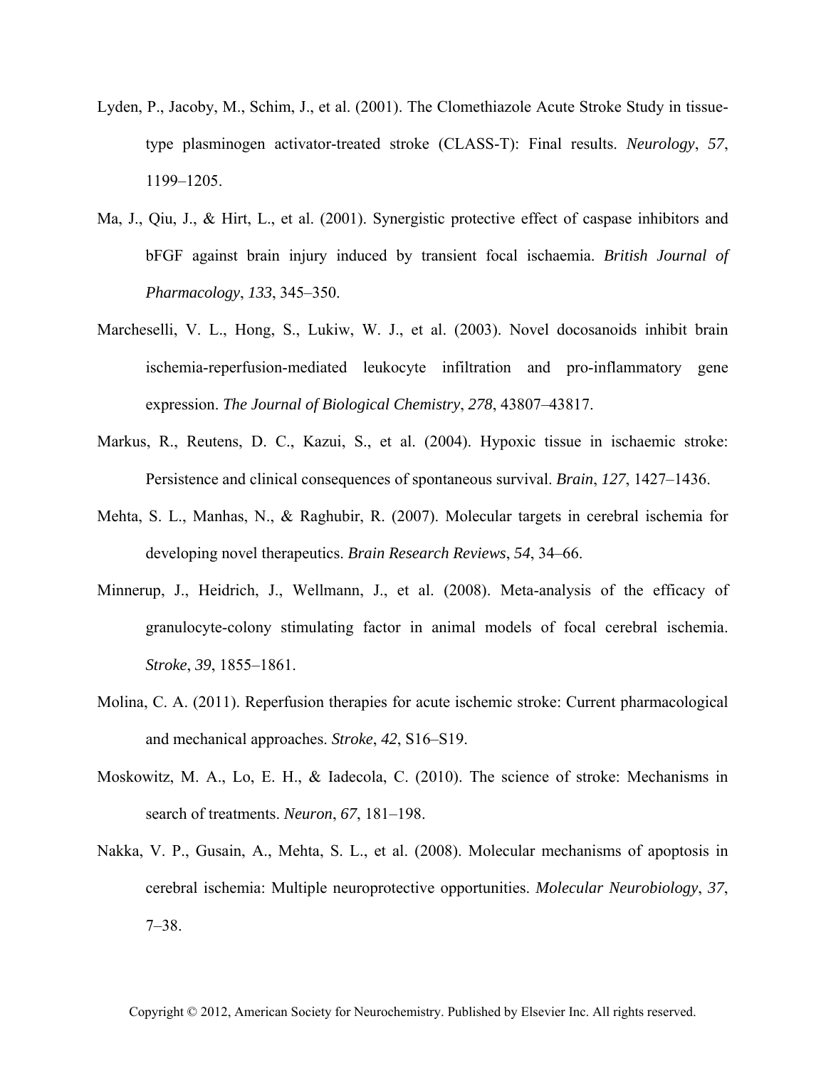Lyden, P., Jacoby, M., Schim, J., et al. (2001). The Clomethiazole Acute Stroke Study in tissue-type plasminogen activator-treated stroke (CLASS-T): Final results. *Neurology*, *57*, 1199–1205.

Ma, J., Qiu, J., & Hirt, L., et al. (2001). Synergistic protective effect of caspase inhibitors and bFGF against brain injury induced by transient focal ischaemia. *British Journal of Pharmacology*, *133*, 345–350.

Marcheselli, V. L., Hong, S., Lukiw, W. J., et al. (2003). Novel docosanoids inhibit brain ischemia-reperfusion-mediated leukocyte infiltration and pro-inflammatory gene expression. *The Journal of Biological Chemistry*, *278*, 43807–43817.

Markus, R., Reutens, D. C., Kazui, S., et al. (2004). Hypoxic tissue in ischaemic stroke: Persistence and clinical consequences of spontaneous survival. *Brain*, *127*, 1427–1436.

Mehta, S. L., Manhas, N., & Raghubir, R. (2007). Molecular targets in cerebral ischemia for developing novel therapeutics. *Brain Research Reviews*, *54*, 34–66.

Minnerup, J., Heidrich, J., Wellmann, J., et al. (2008). Meta-analysis of the efficacy of granulocyte-colony stimulating factor in animal models of focal cerebral ischemia. *Stroke*, *39*, 1855–1861.

Molina, C. A. (2011). Reperfusion therapies for acute ischemic stroke: Current pharmacological and mechanical approaches. *Stroke*, *42*, S16–S19.

Moskowitz, M. A., Lo, E. H., & Iadecola, C. (2010). The science of stroke: Mechanisms in search of treatments. *Neuron*, *67*, 181–198.

Nakka, V. P., Gusain, A., Mehta, S. L., et al. (2008). Molecular mechanisms of apoptosis in cerebral ischemia: Multiple neuroprotective opportunities. *Molecular Neurobiology*, *37*, 7–38.

Copyright © 2012, American Society for Neurochemistry. Published by Elsevier Inc. All rights reserved.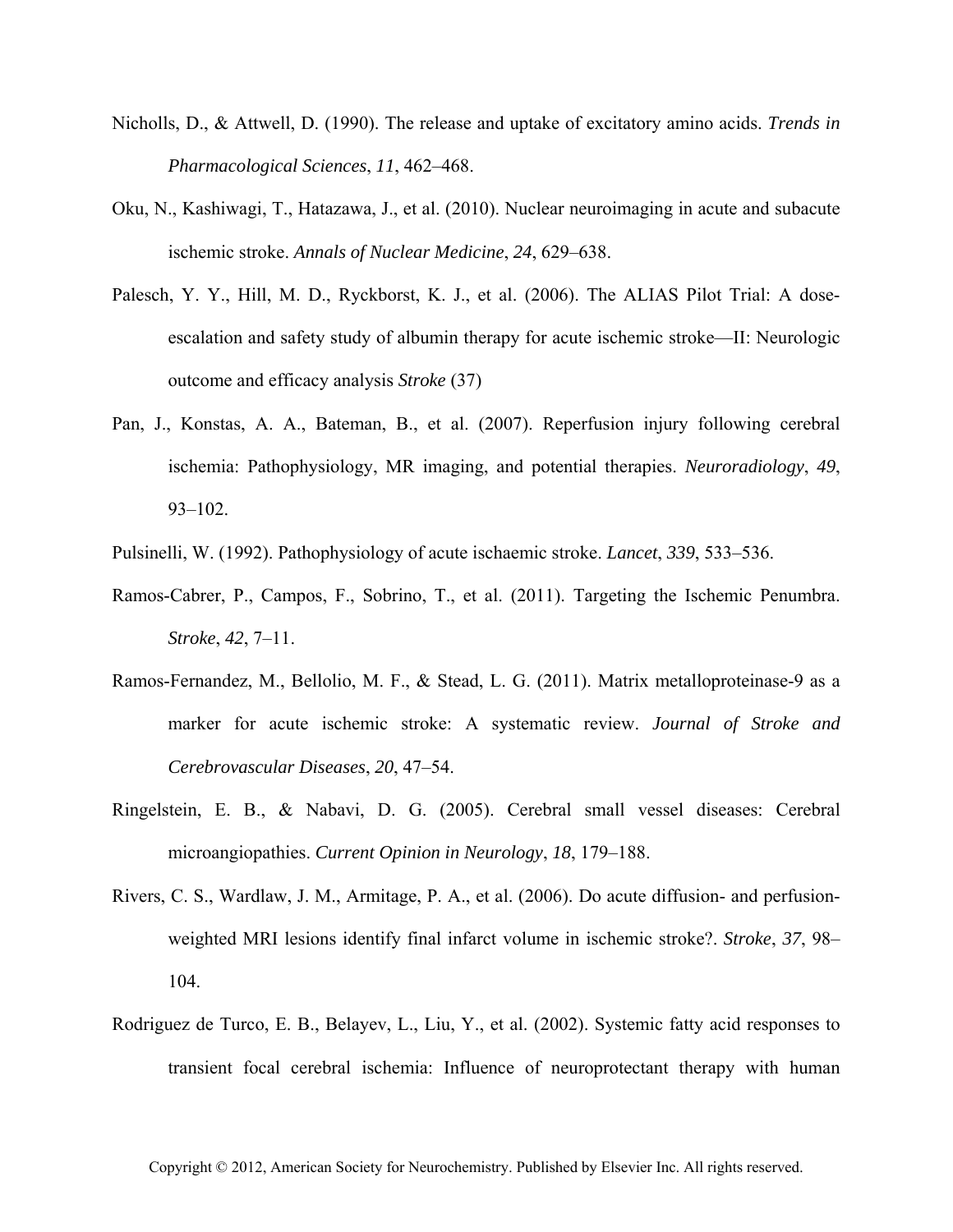Nicholls, D., & Attwell, D. (1990). The release and uptake of excitatory amino acids. *Trends in Pharmacological Sciences*, *11*, 462–468.

Oku, N., Kashiwagi, T., Hatazawa, J., et al. (2010). Nuclear neuroimaging in acute and subacute ischemic stroke. *Annals of Nuclear Medicine*, *24*, 629–638.

Palesch, Y. Y., Hill, M. D., Ryckborst, K. J., et al. (2006). The ALIAS Pilot Trial: A dose-escalation and safety study of albumin therapy for acute ischemic stroke—II: Neurologic outcome and efficacy analysis *Stroke* (37)

Pan, J., Konstas, A. A., Bateman, B., et al. (2007). Reperfusion injury following cerebral ischemia: Pathophysiology, MR imaging, and potential therapies. *Neuroradiology*, *49*, 93–102.

Pulsinelli, W. (1992). Pathophysiology of acute ischaemic stroke. *Lancet*, *339*, 533–536.

Ramos-Cabrer, P., Campos, F., Sobrino, T., et al. (2011). Targeting the Ischemic Penumbra. *Stroke*, *42*, 7–11.

Ramos-Fernandez, M., Bellolio, M. F., & Stead, L. G. (2011). Matrix metalloproteinase-9 as a marker for acute ischemic stroke: A systematic review. *Journal of Stroke and Cerebrovascular Diseases*, *20*, 47–54.

Ringelstein, E. B., & Nabavi, D. G. (2005). Cerebral small vessel diseases: Cerebral microangiopathies. *Current Opinion in Neurology*, *18*, 179–188.

Rivers, C. S., Wardlaw, J. M., Armitage, P. A., et al. (2006). Do acute diffusion- and perfusion-weighted MRI lesions identify final infarct volume in ischemic stroke?. *Stroke*, *37*, 98–104.

Rodriguez de Turco, E. B., Belayev, L., Liu, Y., et al. (2002). Systemic fatty acid responses to transient focal cerebral ischemia: Influence of neuroprotectant therapy with human

Copyright © 2012, American Society for Neurochemistry. Published by Elsevier Inc. All rights reserved.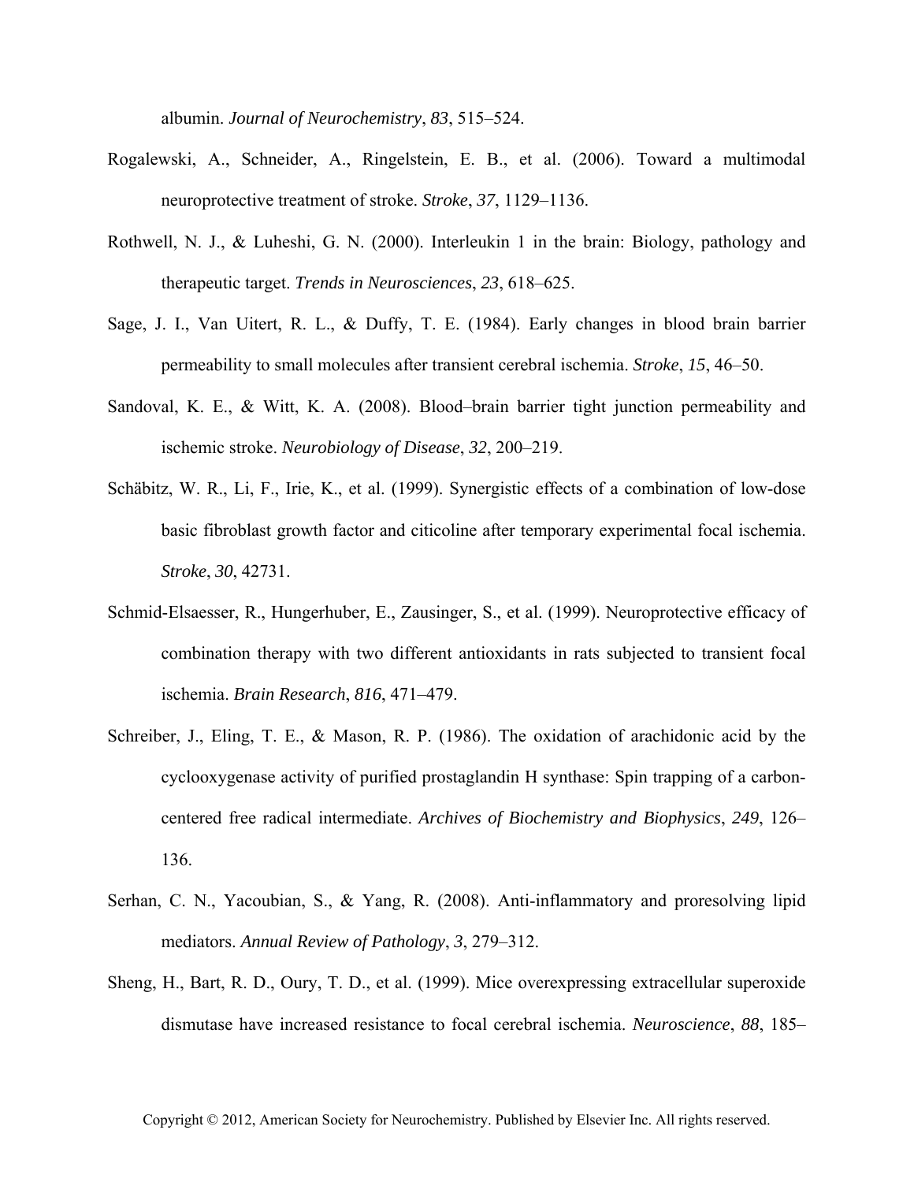albumin. *Journal of Neurochemistry*, *83*, 515–524.

Rogalewski, A., Schneider, A., Ringelstein, E. B., et al. (2006). Toward a multimodal neuroprotective treatment of stroke. *Stroke*, *37*, 1129–1136.

Rothwell, N. J., & Luheshi, G. N. (2000). Interleukin 1 in the brain: Biology, pathology and therapeutic target. *Trends in Neurosciences*, *23*, 618–625.

Sage, J. I., Van Uitert, R. L., & Duffy, T. E. (1984). Early changes in blood brain barrier permeability to small molecules after transient cerebral ischemia. *Stroke*, *15*, 46–50.

Sandoval, K. E., & Witt, K. A. (2008). Blood–brain barrier tight junction permeability and ischemic stroke. *Neurobiology of Disease*, *32*, 200–219.

Schäbitz, W. R., Li, F., Irie, K., et al. (1999). Synergistic effects of a combination of low-dose basic fibroblast growth factor and citicoline after temporary experimental focal ischemia. *Stroke*, *30*, 42731.

Schmid-Elsaesser, R., Hungerhuber, E., Zausinger, S., et al. (1999). Neuroprotective efficacy of combination therapy with two different antioxidants in rats subjected to transient focal ischemia. *Brain Research*, *816*, 471–479.

Schreiber, J., Eling, T. E., & Mason, R. P. (1986). The oxidation of arachidonic acid by the cyclooxygenase activity of purified prostaglandin H synthase: Spin trapping of a carbon-centered free radical intermediate. *Archives of Biochemistry and Biophysics*, *249*, 126–136.

Serhan, C. N., Yacoubian, S., & Yang, R. (2008). Anti-inflammatory and proresolving lipid mediators. *Annual Review of Pathology*, *3*, 279–312.

Sheng, H., Bart, R. D., Oury, T. D., et al. (1999). Mice overexpressing extracellular superoxide dismutase have increased resistance to focal cerebral ischemia. *Neuroscience*, *88*, 185–

Copyright © 2012, American Society for Neurochemistry. Published by Elsevier Inc. All rights reserved.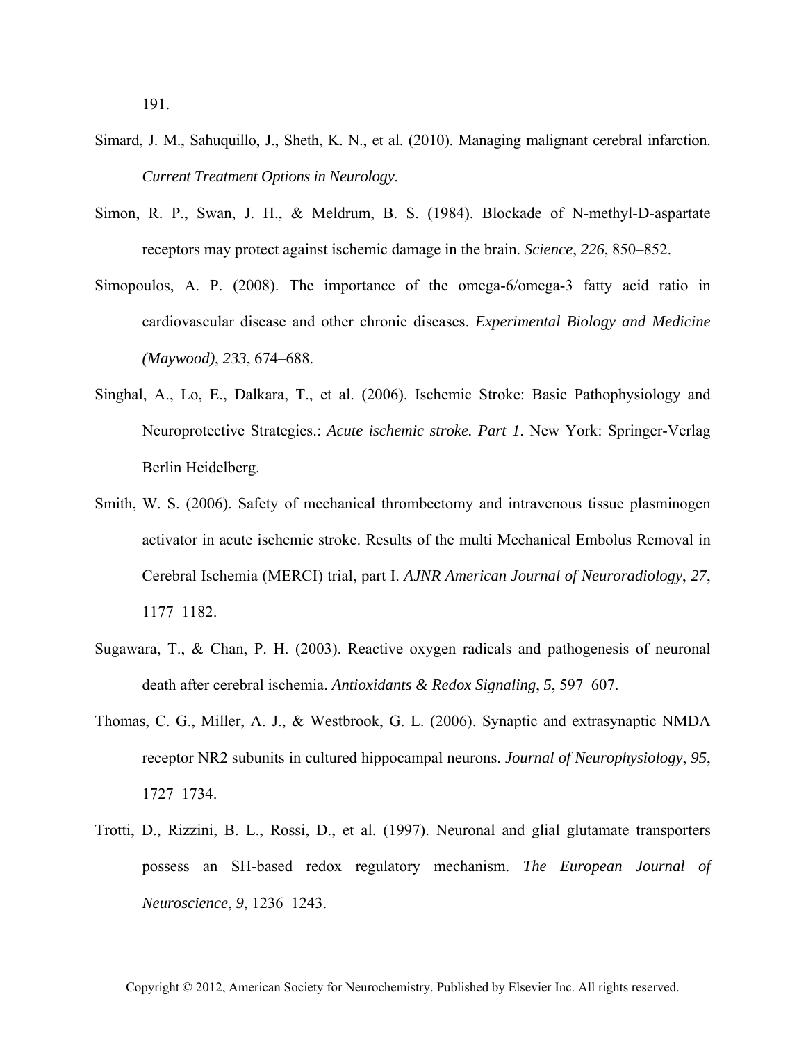191.

Simard, J. M., Sahuquillo, J., Sheth, K. N., et al. (2010). Managing malignant cerebral infarction. *Current Treatment Options in Neurology*.

Simon, R. P., Swan, J. H., & Meldrum, B. S. (1984). Blockade of N-methyl-D-aspartate receptors may protect against ischemic damage in the brain. *Science*, *226*, 850–852.

Simopoulos, A. P. (2008). The importance of the omega-6/omega-3 fatty acid ratio in cardiovascular disease and other chronic diseases. *Experimental Biology and Medicine (Maywood)*, *233*, 674–688.

Singhal, A., Lo, E., Dalkara, T., et al. (2006). Ischemic Stroke: Basic Pathophysiology and Neuroprotective Strategies.: *Acute ischemic stroke. Part 1*. New York: Springer-Verlag Berlin Heidelberg.

Smith, W. S. (2006). Safety of mechanical thrombectomy and intravenous tissue plasminogen activator in acute ischemic stroke. Results of the multi Mechanical Embolus Removal in Cerebral Ischemia (MERCI) trial, part I. *AJNR American Journal of Neuroradiology*, *27*, 1177–1182.

Sugawara, T., & Chan, P. H. (2003). Reactive oxygen radicals and pathogenesis of neuronal death after cerebral ischemia. *Antioxidants & Redox Signaling*, *5*, 597–607.

Thomas, C. G., Miller, A. J., & Westbrook, G. L. (2006). Synaptic and extrasynaptic NMDA receptor NR2 subunits in cultured hippocampal neurons. *Journal of Neurophysiology*, *95*, 1727–1734.

Trotti, D., Rizzini, B. L., Rossi, D., et al. (1997). Neuronal and glial glutamate transporters possess an SH-based redox regulatory mechanism. *The European Journal of Neuroscience*, *9*, 1236–1243.

Copyright © 2012, American Society for Neurochemistry. Published by Elsevier Inc. All rights reserved.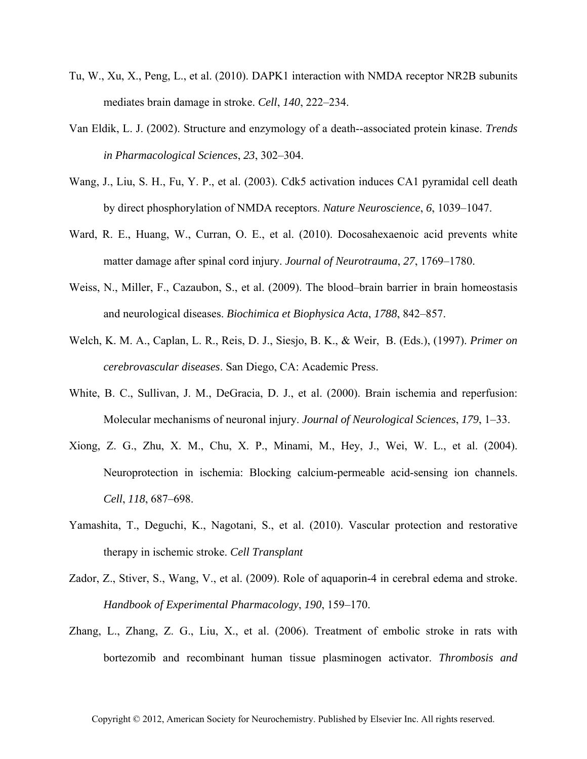Tu, W., Xu, X., Peng, L., et al. (2010). DAPK1 interaction with NMDA receptor NR2B subunits mediates brain damage in stroke. *Cell*, *140*, 222–234.

Van Eldik, L. J. (2002). Structure and enzymology of a death--associated protein kinase. *Trends in Pharmacological Sciences*, *23*, 302–304.

Wang, J., Liu, S. H., Fu, Y. P., et al. (2003). Cdk5 activation induces CA1 pyramidal cell death by direct phosphorylation of NMDA receptors. *Nature Neuroscience*, *6*, 1039–1047.

Ward, R. E., Huang, W., Curran, O. E., et al. (2010). Docosahexaenoic acid prevents white matter damage after spinal cord injury. *Journal of Neurotrauma*, *27*, 1769–1780.

Weiss, N., Miller, F., Cazaubon, S., et al. (2009). The blood–brain barrier in brain homeostasis and neurological diseases. *Biochimica et Biophysica Acta*, *1788*, 842–857.

Welch, K. M. A., Caplan, L. R., Reis, D. J., Siesjo, B. K., & Weir, B. (Eds.), (1997). *Primer on cerebrovascular diseases*. San Diego, CA: Academic Press.

White, B. C., Sullivan, J. M., DeGracia, D. J., et al. (2000). Brain ischemia and reperfusion: Molecular mechanisms of neuronal injury. *Journal of Neurological Sciences*, *179*, 1–33.

Xiong, Z. G., Zhu, X. M., Chu, X. P., Minami, M., Hey, J., Wei, W. L., et al. (2004). Neuroprotection in ischemia: Blocking calcium-permeable acid-sensing ion channels. *Cell*, *118*, 687–698.

Yamashita, T., Deguchi, K., Nagotani, S., et al. (2010). Vascular protection and restorative therapy in ischemic stroke. *Cell Transplant*

Zador, Z., Stiver, S., Wang, V., et al. (2009). Role of aquaporin-4 in cerebral edema and stroke. *Handbook of Experimental Pharmacology*, *190*, 159–170.

Zhang, L., Zhang, Z. G., Liu, X., et al. (2006). Treatment of embolic stroke in rats with bortezomib and recombinant human tissue plasminogen activator. *Thrombosis and*

Copyright © 2012, American Society for Neurochemistry. Published by Elsevier Inc. All rights reserved.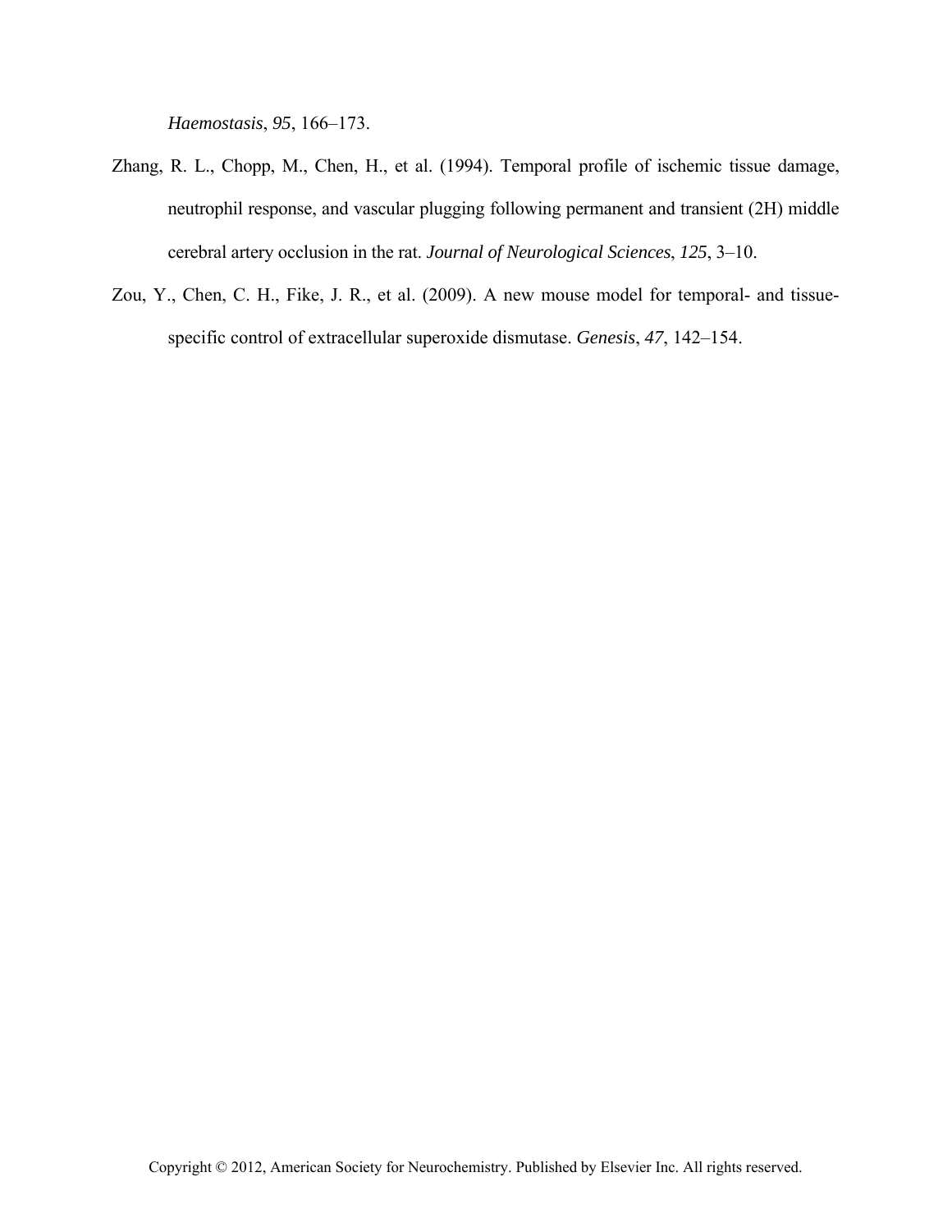*Haemostasis*, *95*, 166–173.

Zhang, R. L., Chopp, M., Chen, H., et al. (1994). Temporal profile of ischemic tissue damage, neutrophil response, and vascular plugging following permanent and transient (2H) middle cerebral artery occlusion in the rat. *Journal of Neurological Sciences*, *125*, 3–10.

Zou, Y., Chen, C. H., Fike, J. R., et al. (2009). A new mouse model for temporal- and tissue-specific control of extracellular superoxide dismutase. *Genesis*, *47*, 142–154.

Copyright © 2012, American Society for Neurochemistry. Published by Elsevier Inc. All rights reserved.